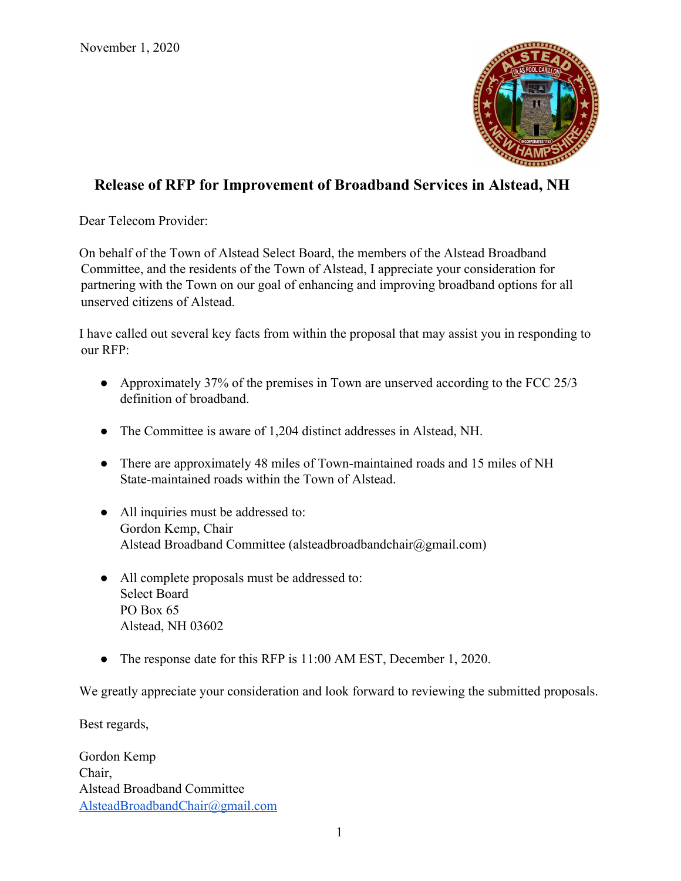November 1, 2020

## Release of RFP for Improvement of Broadband Services in Alstead, NH

Dear Telecom Provider:

On behalf of the Town of Alstead Select Board, the members of the Alstead Broadband Committee, and the residents of the Town of Alstead, I appreciate your consideration for partnering with the Town on our goal of enhancing and improving broadband options for all unserved citizens of Alstead.

I have called out several key facts from within the proposal that may assist you in responding to our RFP:

- Approximately 37% of the premises in Town are unserved according to the FCC 25/3 definition of broadband.
- The Committee is aware of 1,204 distinct addresses in Alstead, NH.
- There are approximately 48 miles of Town-maintained roads and 15 miles of NH State-maintained roads within the Town of Alstead.
- All inquiries must be addressed to:
  Gordon Kemp, Chair
  Alstead Broadband Committee (alsteadbroadbandchair@gmail.com)
- All complete proposals must be addressed to:
  Select Board
  PO Box 65
  Alstead, NH 03602
- The response date for this RFP is 11:00 AM EST, December 1, 2020.

We greatly appreciate your consideration and look forward to reviewing the submitted proposals.

Best regards,

Gordon Kemp
Chair,
Alstead Broadband Committee
AlsteadBroadbandChair@gmail.com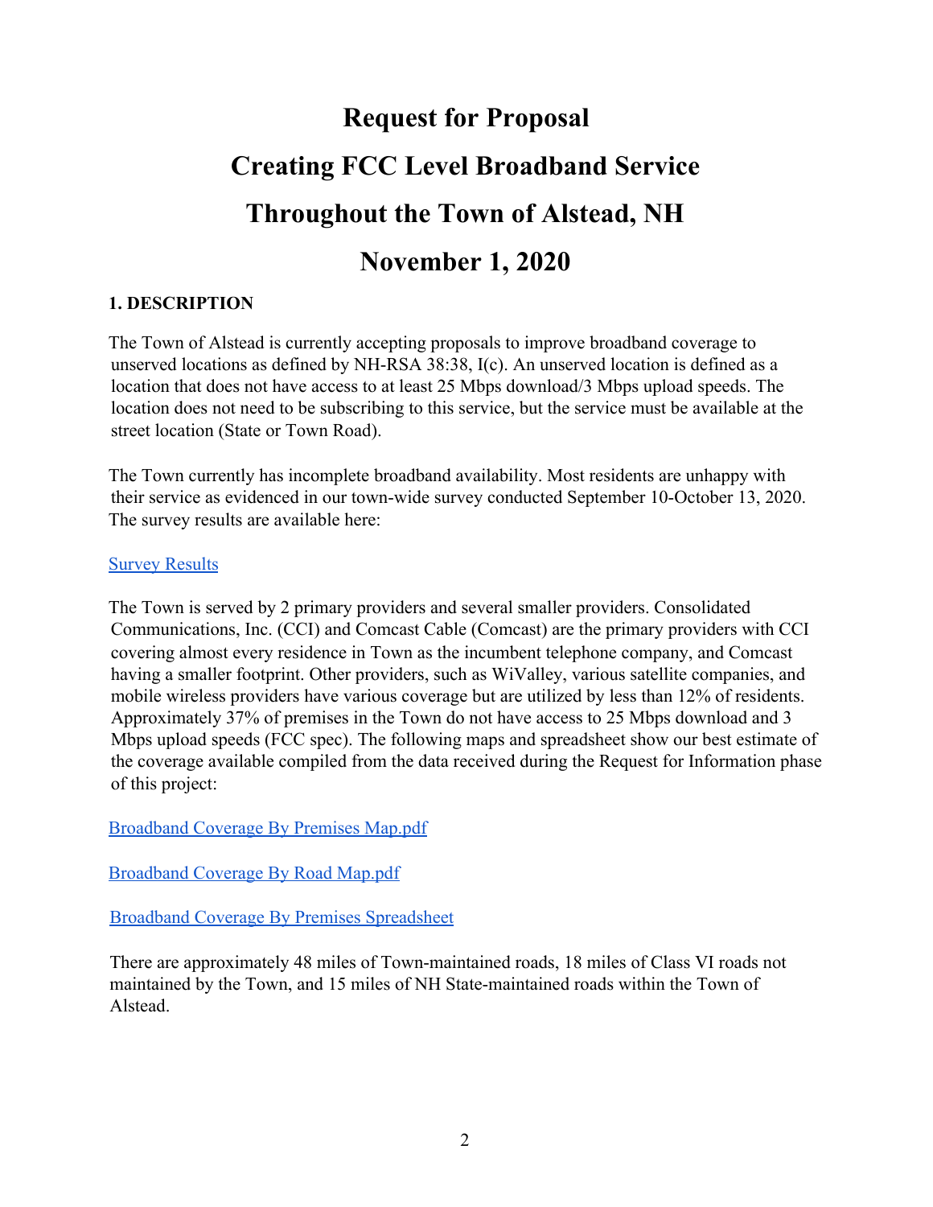# Request for Proposal

# Creating FCC Level Broadband Service

# Throughout the Town of Alstead, NH

# November 1, 2020

## 1. DESCRIPTION

The Town of Alstead is currently accepting proposals to improve broadband coverage to unserved locations as defined by NH-RSA 38:38, I(c). An unserved location is defined as a location that does not have access to at least 25 Mbps download/3 Mbps upload speeds. The location does not need to be subscribing to this service, but the service must be available at the street location (State or Town Road).

The Town currently has incomplete broadband availability. Most residents are unhappy with their service as evidenced in our town-wide survey conducted September 10-October 13, 2020. The survey results are available here:

Survey Results

The Town is served by 2 primary providers and several smaller providers. Consolidated Communications, Inc. (CCI) and Comcast Cable (Comcast) are the primary providers with CCI covering almost every residence in Town as the incumbent telephone company, and Comcast having a smaller footprint. Other providers, such as WiValley, various satellite companies, and mobile wireless providers have various coverage but are utilized by less than 12% of residents. Approximately 37% of premises in the Town do not have access to 25 Mbps download and 3 Mbps upload speeds (FCC spec). The following maps and spreadsheet show our best estimate of the coverage available compiled from the data received during the Request for Information phase of this project:

Broadband Coverage By Premises Map.pdf

Broadband Coverage By Road Map.pdf

Broadband Coverage By Premises Spreadsheet

There are approximately 48 miles of Town-maintained roads, 18 miles of Class VI roads not maintained by the Town, and 15 miles of NH State-maintained roads within the Town of Alstead.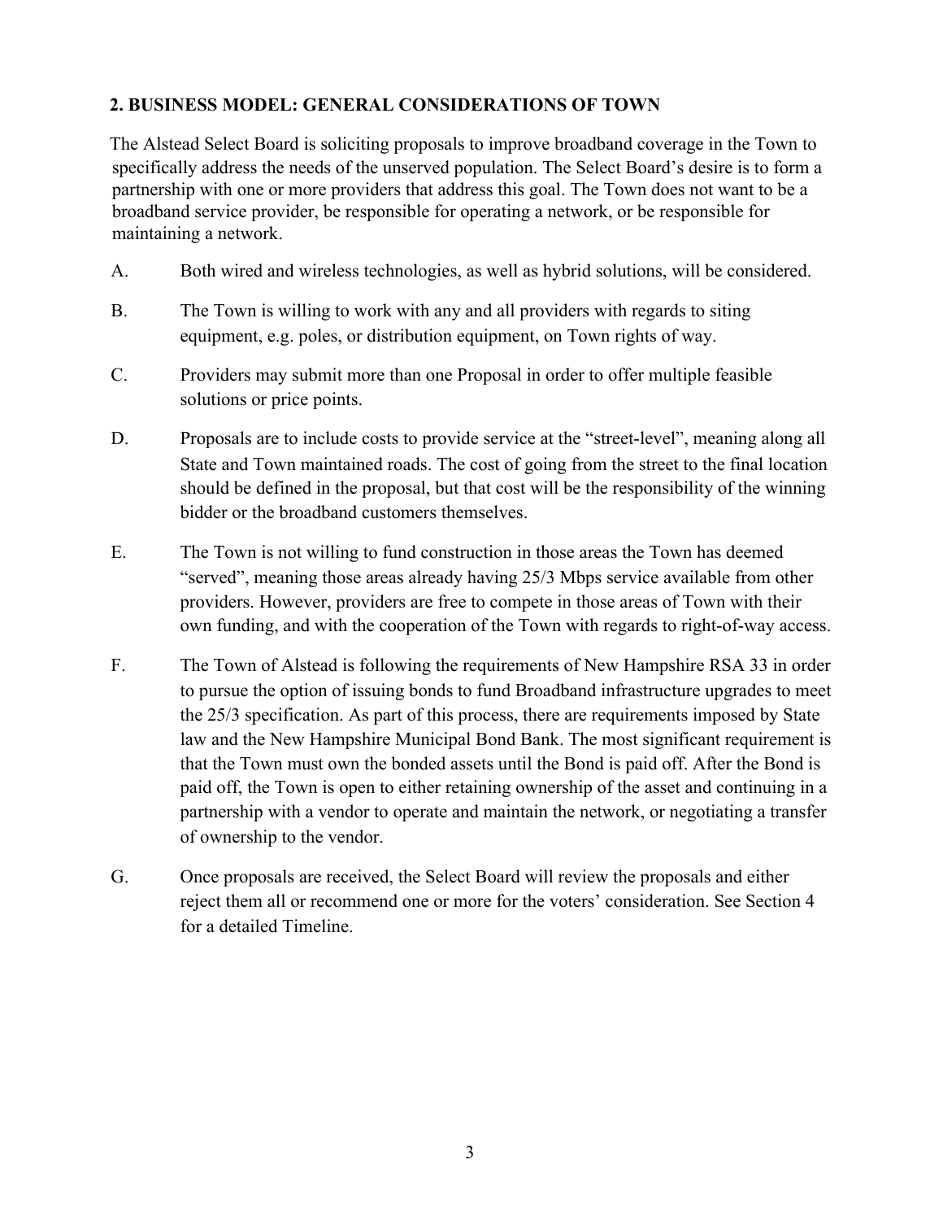## 2. BUSINESS MODEL: GENERAL CONSIDERATIONS OF TOWN

The Alstead Select Board is soliciting proposals to improve broadband coverage in the Town to specifically address the needs of the unserved population. The Select Board's desire is to form a partnership with one or more providers that address this goal. The Town does not want to be a broadband service provider, be responsible for operating a network, or be responsible for maintaining a network.

A. Both wired and wireless technologies, as well as hybrid solutions, will be considered.

B. The Town is willing to work with any and all providers with regards to siting equipment, e.g. poles, or distribution equipment, on Town rights of way.

C. Providers may submit more than one Proposal in order to offer multiple feasible solutions or price points.

D. Proposals are to include costs to provide service at the "street-level", meaning along all State and Town maintained roads. The cost of going from the street to the final location should be defined in the proposal, but that cost will be the responsibility of the winning bidder or the broadband customers themselves.

E. The Town is not willing to fund construction in those areas the Town has deemed "served", meaning those areas already having 25/3 Mbps service available from other providers. However, providers are free to compete in those areas of Town with their own funding, and with the cooperation of the Town with regards to right-of-way access.

F. The Town of Alstead is following the requirements of New Hampshire RSA 33 in order to pursue the option of issuing bonds to fund Broadband infrastructure upgrades to meet the 25/3 specification. As part of this process, there are requirements imposed by State law and the New Hampshire Municipal Bond Bank. The most significant requirement is that the Town must own the bonded assets until the Bond is paid off. After the Bond is paid off, the Town is open to either retaining ownership of the asset and continuing in a partnership with a vendor to operate and maintain the network, or negotiating a transfer of ownership to the vendor.

G. Once proposals are received, the Select Board will review the proposals and either reject them all or recommend one or more for the voters' consideration. See Section 4 for a detailed Timeline.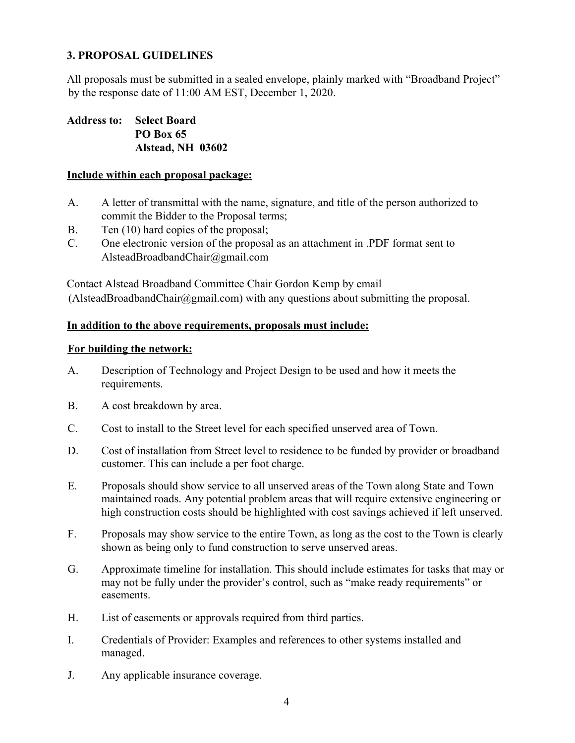## 3. PROPOSAL GUIDELINES

All proposals must be submitted in a sealed envelope, plainly marked with "Broadband Project" by the response date of 11:00 AM EST, December 1, 2020.

**Address to: Select Board**
**PO Box 65**
**Alstead, NH 03602**

**<u>Include within each proposal package:</u>**

A. A letter of transmittal with the name, signature, and title of the person authorized to commit the Bidder to the Proposal terms;

B. Ten (10) hard copies of the proposal;

C. One electronic version of the proposal as an attachment in .PDF format sent to AlsteadBroadbandChair@gmail.com

Contact Alstead Broadband Committee Chair Gordon Kemp by email (AlsteadBroadbandChair@gmail.com) with any questions about submitting the proposal.

**<u>In addition to the above requirements, proposals must include:</u>**

**<u>For building the network:</u>**

A. Description of Technology and Project Design to be used and how it meets the requirements.

B. A cost breakdown by area.

C. Cost to install to the Street level for each specified unserved area of Town.

D. Cost of installation from Street level to residence to be funded by provider or broadband customer. This can include a per foot charge.

E. Proposals should show service to all unserved areas of the Town along State and Town maintained roads. Any potential problem areas that will require extensive engineering or high construction costs should be highlighted with cost savings achieved if left unserved.

F. Proposals may show service to the entire Town, as long as the cost to the Town is clearly shown as being only to fund construction to serve unserved areas.

G. Approximate timeline for installation. This should include estimates for tasks that may or may not be fully under the provider's control, such as "make ready requirements" or easements.

H. List of easements or approvals required from third parties.

I. Credentials of Provider: Examples and references to other systems installed and managed.

J. Any applicable insurance coverage.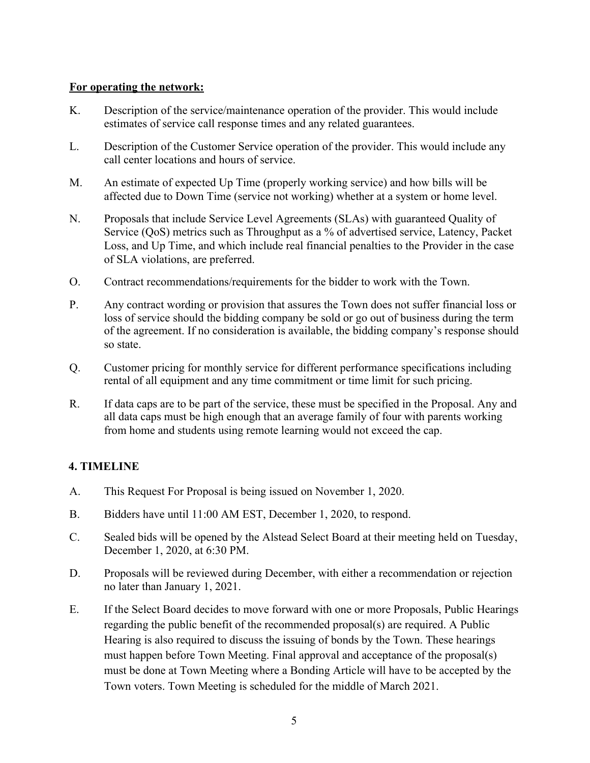**For operating the network:**

K. Description of the service/maintenance operation of the provider. This would include estimates of service call response times and any related guarantees.

L. Description of the Customer Service operation of the provider. This would include any call center locations and hours of service.

M. An estimate of expected Up Time (properly working service) and how bills will be affected due to Down Time (service not working) whether at a system or home level.

N. Proposals that include Service Level Agreements (SLAs) with guaranteed Quality of Service (QoS) metrics such as Throughput as a % of advertised service, Latency, Packet Loss, and Up Time, and which include real financial penalties to the Provider in the case of SLA violations, are preferred.

O. Contract recommendations/requirements for the bidder to work with the Town.

P. Any contract wording or provision that assures the Town does not suffer financial loss or loss of service should the bidding company be sold or go out of business during the term of the agreement. If no consideration is available, the bidding company's response should so state.

Q. Customer pricing for monthly service for different performance specifications including rental of all equipment and any time commitment or time limit for such pricing.

R. If data caps are to be part of the service, these must be specified in the Proposal. Any and all data caps must be high enough that an average family of four with parents working from home and students using remote learning would not exceed the cap.

## 4. TIMELINE

A. This Request For Proposal is being issued on November 1, 2020.

B. Bidders have until 11:00 AM EST, December 1, 2020, to respond.

C. Sealed bids will be opened by the Alstead Select Board at their meeting held on Tuesday, December 1, 2020, at 6:30 PM.

D. Proposals will be reviewed during December, with either a recommendation or rejection no later than January 1, 2021.

E. If the Select Board decides to move forward with one or more Proposals, Public Hearings regarding the public benefit of the recommended proposal(s) are required. A Public Hearing is also required to discuss the issuing of bonds by the Town. These hearings must happen before Town Meeting. Final approval and acceptance of the proposal(s) must be done at Town Meeting where a Bonding Article will have to be accepted by the Town voters. Town Meeting is scheduled for the middle of March 2021.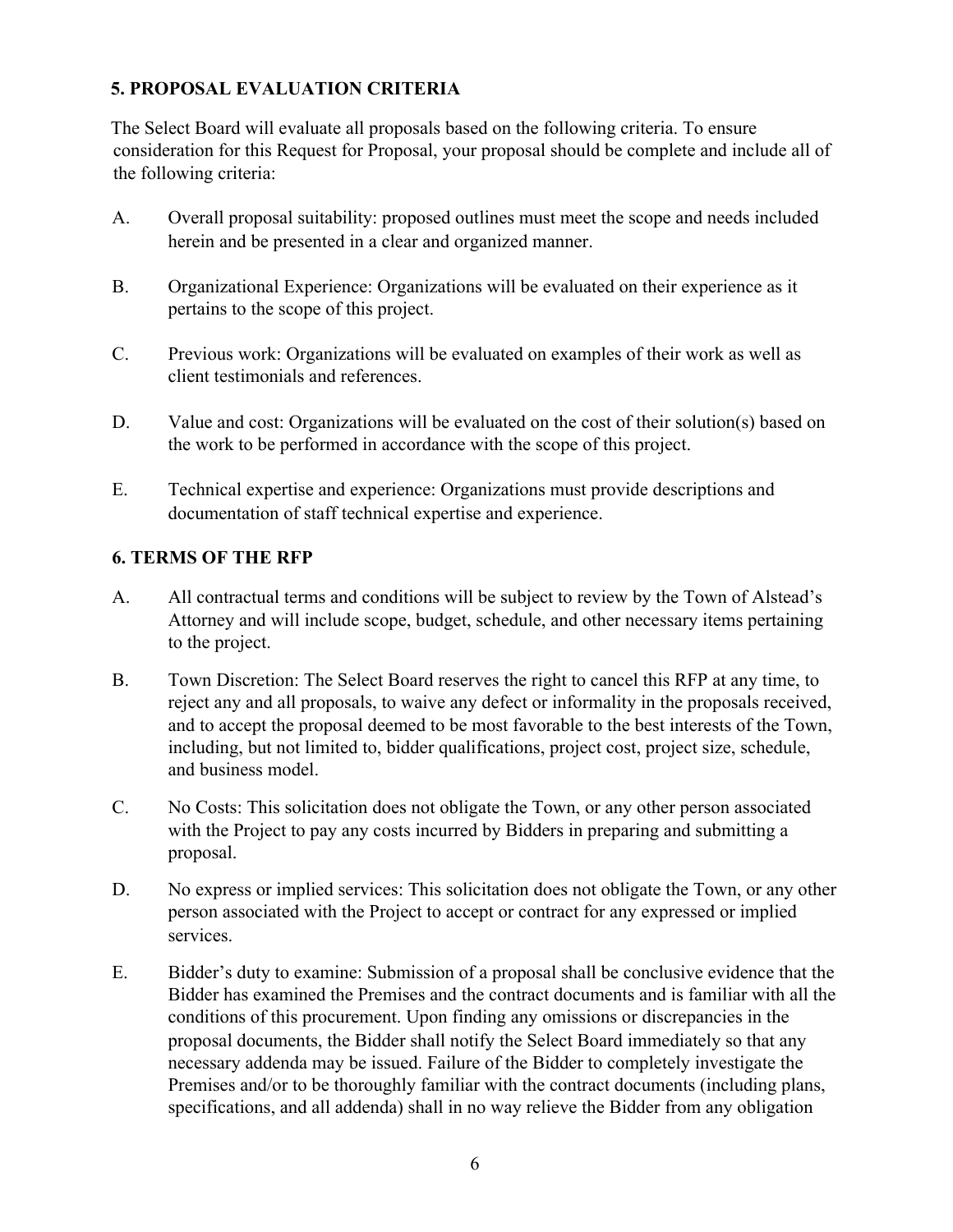## 5. PROPOSAL EVALUATION CRITERIA

The Select Board will evaluate all proposals based on the following criteria. To ensure consideration for this Request for Proposal, your proposal should be complete and include all of the following criteria:

A. Overall proposal suitability: proposed outlines must meet the scope and needs included herein and be presented in a clear and organized manner.

B. Organizational Experience: Organizations will be evaluated on their experience as it pertains to the scope of this project.

C. Previous work: Organizations will be evaluated on examples of their work as well as client testimonials and references.

D. Value and cost: Organizations will be evaluated on the cost of their solution(s) based on the work to be performed in accordance with the scope of this project.

E. Technical expertise and experience: Organizations must provide descriptions and documentation of staff technical expertise and experience.

## 6. TERMS OF THE RFP

A. All contractual terms and conditions will be subject to review by the Town of Alstead's Attorney and will include scope, budget, schedule, and other necessary items pertaining to the project.

B. Town Discretion: The Select Board reserves the right to cancel this RFP at any time, to reject any and all proposals, to waive any defect or informality in the proposals received, and to accept the proposal deemed to be most favorable to the best interests of the Town, including, but not limited to, bidder qualifications, project cost, project size, schedule, and business model.

C. No Costs: This solicitation does not obligate the Town, or any other person associated with the Project to pay any costs incurred by Bidders in preparing and submitting a proposal.

D. No express or implied services: This solicitation does not obligate the Town, or any other person associated with the Project to accept or contract for any expressed or implied services.

E. Bidder's duty to examine: Submission of a proposal shall be conclusive evidence that the Bidder has examined the Premises and the contract documents and is familiar with all the conditions of this procurement. Upon finding any omissions or discrepancies in the proposal documents, the Bidder shall notify the Select Board immediately so that any necessary addenda may be issued. Failure of the Bidder to completely investigate the Premises and/or to be thoroughly familiar with the contract documents (including plans, specifications, and all addenda) shall in no way relieve the Bidder from any obligation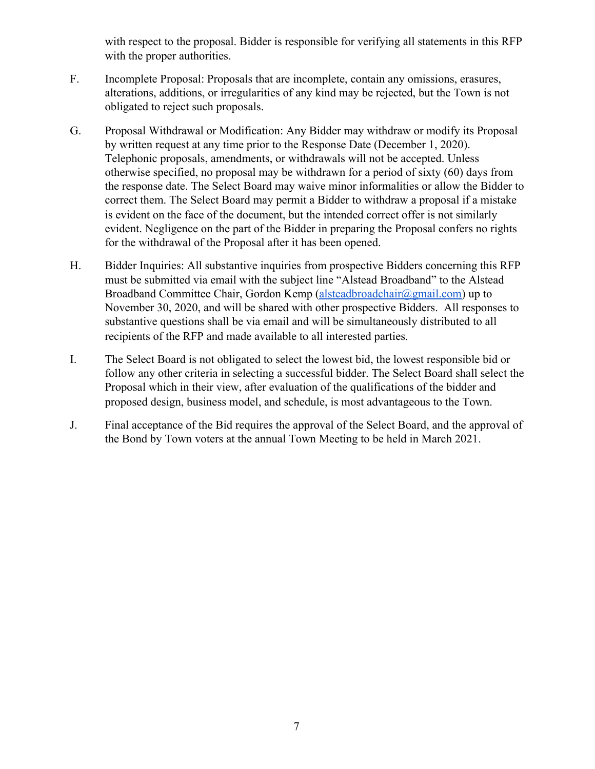with respect to the proposal. Bidder is responsible for verifying all statements in this RFP with the proper authorities.

F. Incomplete Proposal: Proposals that are incomplete, contain any omissions, erasures, alterations, additions, or irregularities of any kind may be rejected, but the Town is not obligated to reject such proposals.

G. Proposal Withdrawal or Modification: Any Bidder may withdraw or modify its Proposal by written request at any time prior to the Response Date (December 1, 2020). Telephonic proposals, amendments, or withdrawals will not be accepted. Unless otherwise specified, no proposal may be withdrawn for a period of sixty (60) days from the response date. The Select Board may waive minor informalities or allow the Bidder to correct them. The Select Board may permit a Bidder to withdraw a proposal if a mistake is evident on the face of the document, but the intended correct offer is not similarly evident. Negligence on the part of the Bidder in preparing the Proposal confers no rights for the withdrawal of the Proposal after it has been opened.

H. Bidder Inquiries: All substantive inquiries from prospective Bidders concerning this RFP must be submitted via email with the subject line "Alstead Broadband" to the Alstead Broadband Committee Chair, Gordon Kemp (alsteadbroadchair@gmail.com) up to November 30, 2020, and will be shared with other prospective Bidders. All responses to substantive questions shall be via email and will be simultaneously distributed to all recipients of the RFP and made available to all interested parties.

I. The Select Board is not obligated to select the lowest bid, the lowest responsible bid or follow any other criteria in selecting a successful bidder. The Select Board shall select the Proposal which in their view, after evaluation of the qualifications of the bidder and proposed design, business model, and schedule, is most advantageous to the Town.

J. Final acceptance of the Bid requires the approval of the Select Board, and the approval of the Bond by Town voters at the annual Town Meeting to be held in March 2021.